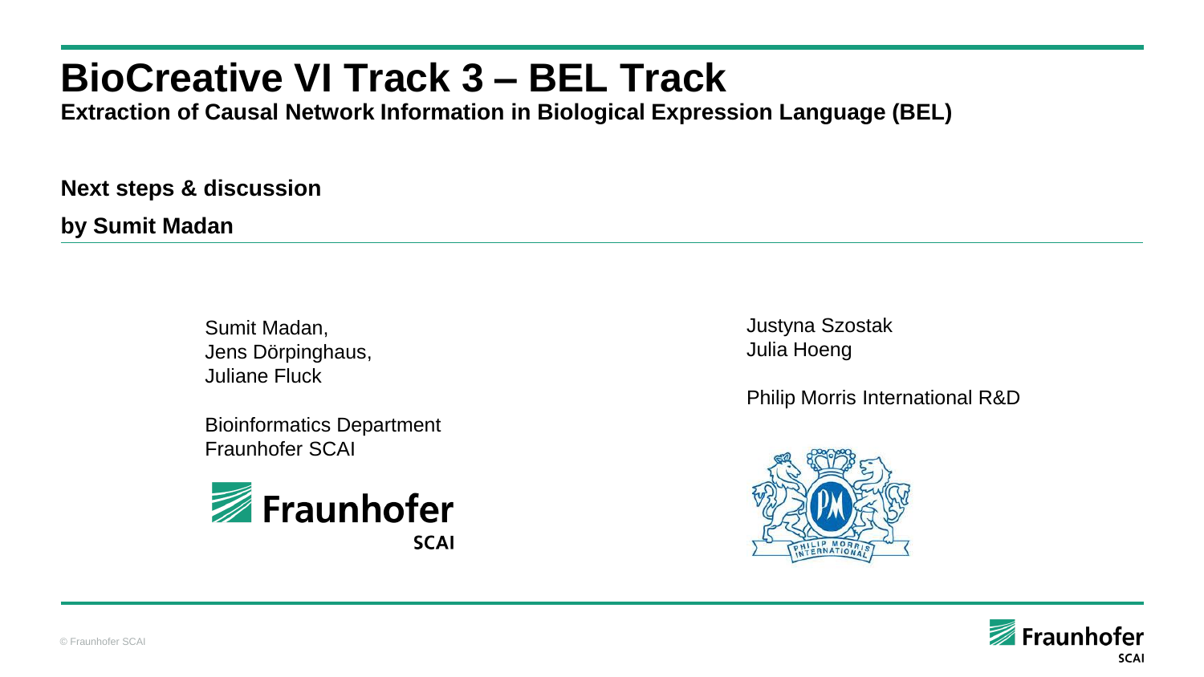# BioCreative VI Track 3 – BEL Track

**Extraction of Causal Network Information in Biological Expression Language (BEL)**

**Next steps & discussion**

**by Sumit Madan**

Sumit Madan,
Jens Dörpinghaus,
Juliane Fluck

Bioinformatics Department
Fraunhofer SCAI

Justyna Szostak
Julia Hoeng

Philip Morris International R&D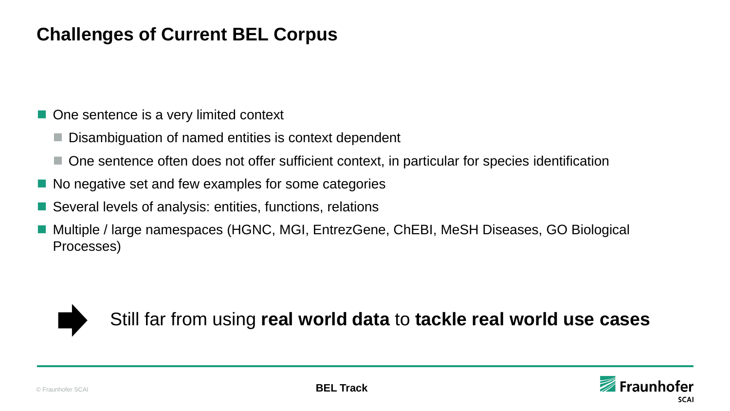# Challenges of Current BEL Corpus

- One sentence is a very limited context
  - Disambiguation of named entities is context dependent
  - One sentence often does not offer sufficient context, in particular for species identification
- No negative set and few examples for some categories
- Several levels of analysis: entities, functions, relations
- Multiple / large namespaces (HGNC, MGI, EntrezGene, ChEBI, MeSH Diseases, GO Biological Processes)

➡ Still far from using **real world data** to **tackle real world use cases**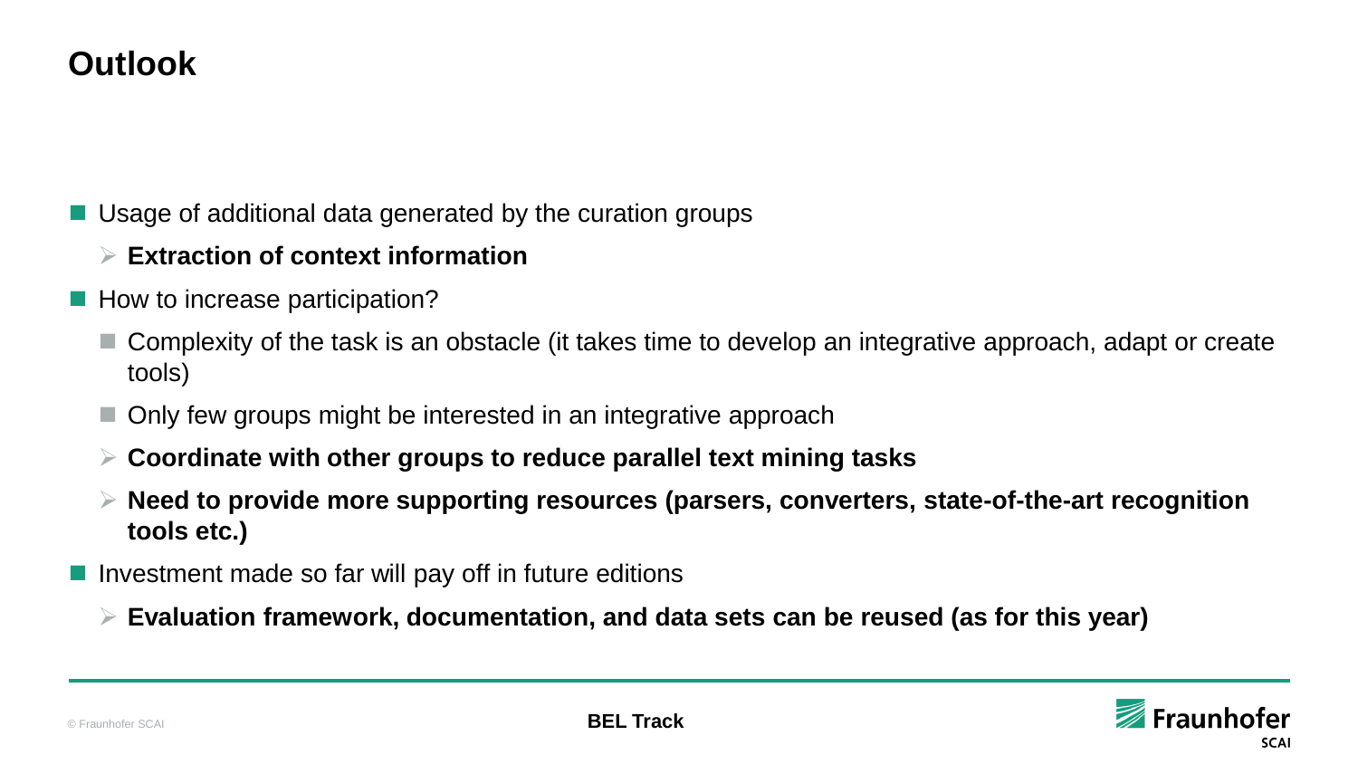# Outlook

- Usage of additional data generated by the curation groups
  - **Extraction of context information**
- How to increase participation?
  - Complexity of the task is an obstacle (it takes time to develop an integrative approach, adapt or create tools)
  - Only few groups might be interested in an integrative approach
  - **Coordinate with other groups to reduce parallel text mining tasks**
  - **Need to provide more supporting resources (parsers, converters, state-of-the-art recognition tools etc.)**
- Investment made so far will pay off in future editions
  - **Evaluation framework, documentation, and data sets can be reused (as for this year)**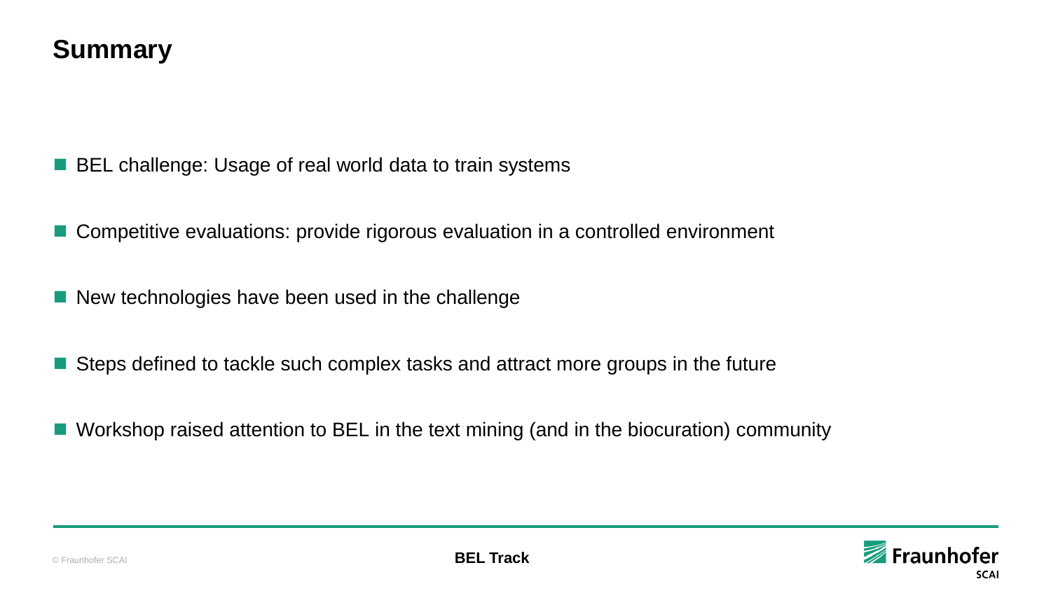# Summary

- BEL challenge: Usage of real world data to train systems
- Competitive evaluations: provide rigorous evaluation in a controlled environment
- New technologies have been used in the challenge
- Steps defined to tackle such complex tasks and attract more groups in the future
- Workshop raised attention to BEL in the text mining (and in the biocuration) community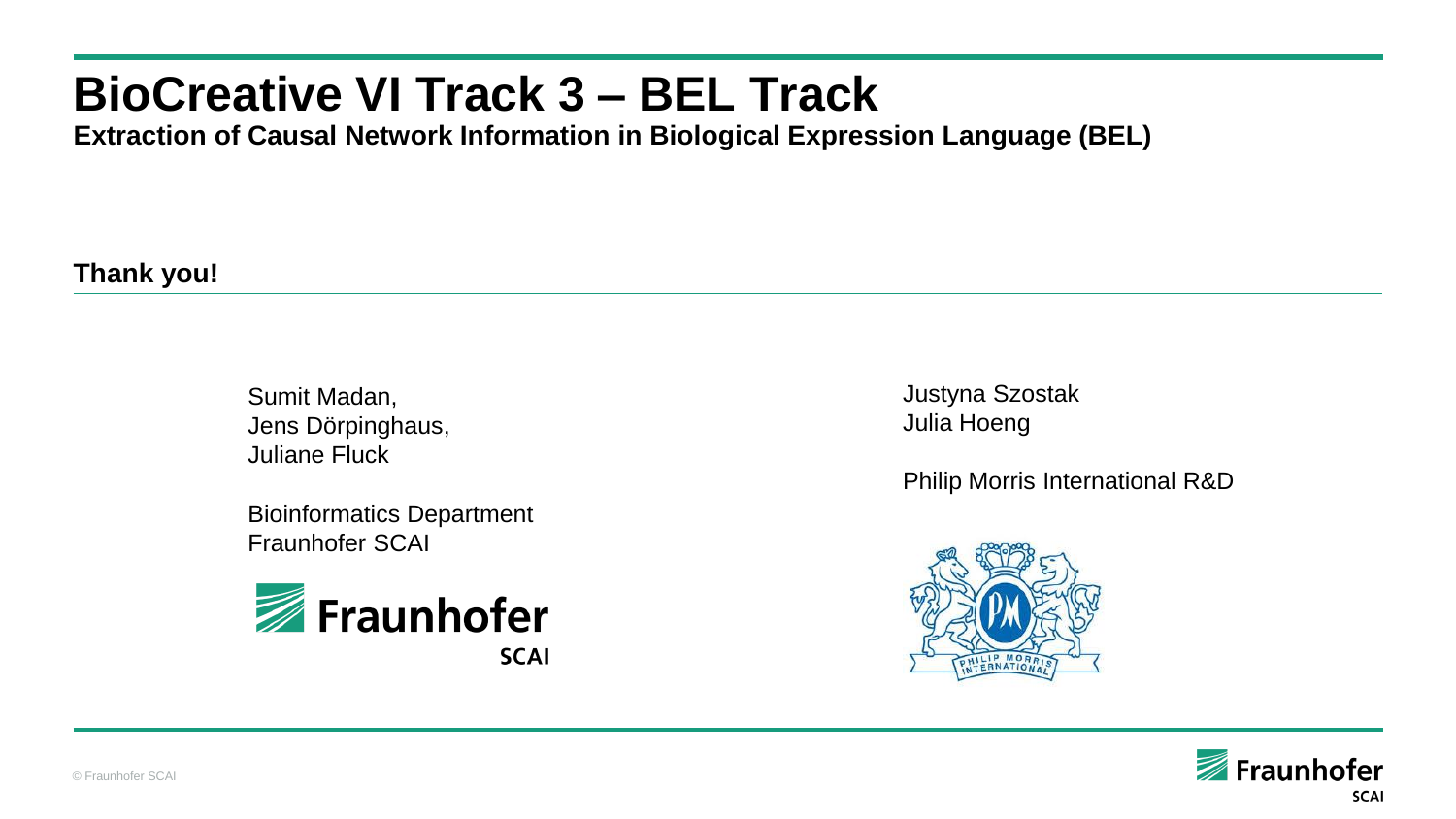# BioCreative VI Track 3 – BEL Track

**Extraction of Causal Network Information in Biological Expression Language (BEL)**

**Thank you!**

Sumit Madan,
Jens Dörpinghaus,
Juliane Fluck

Bioinformatics Department
Fraunhofer SCAI

Justyna Szostak
Julia Hoeng

Philip Morris International R&D